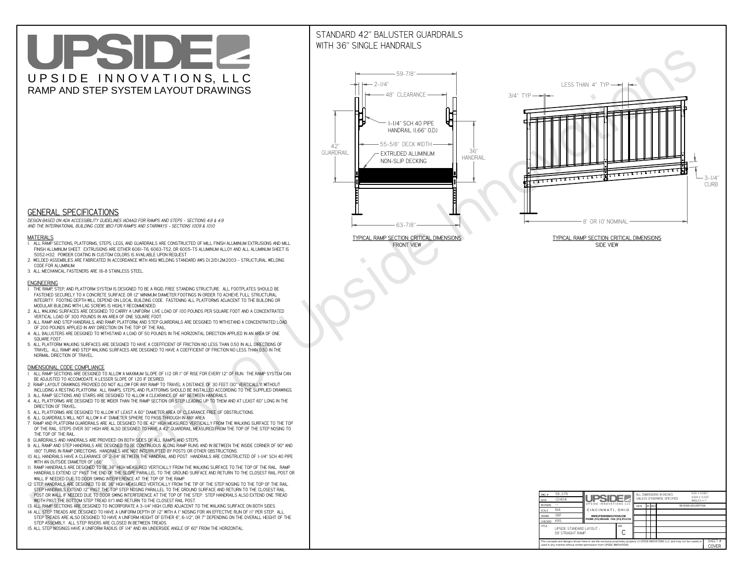# UPSIDE

UPSIDE INNOVATIONS, LLC

RAMP AND STEP SYSTEM LAYOUT DRAWINGS

## STANDARD 42" BALUSTER GUARDRAILS WITH 36" SINGLE HANDRAILS

59-7/8"

2-1/4"

48" CLEARANCE

1-1/4" SCH 40 PIPE HANDRAIL (1.66" O.D.)

55-5/8" DECK WIDTH

EXTRUDED ALUMINUM NON-SLIP DECKING

42" GUARDRAIL

36" HANDRAIL

63-7/8"

TYPICAL RAMP SECTION: CRITICAL DIMENSIONS
FRONT VIEW

LESS THAN 4" TYP

3/4" TYP

3-1/4" CURB

8' OR 10' NOMINAL

TYPICAL RAMP SECTION: CRITICAL DIMENSIONS
SIDE VIEW

## GENERAL SPECIFICATIONS

*DESIGN BASED ON ADA ACCESSIBILITY GUIDELINES (ADAAG) FOR RAMPS AND STEPS - SECTIONS 4.8 & 4.9 AND THE INTERNATIONAL BUILDING CODE (IBC) FOR RAMPS AND STAIRWAYS - SECTIONS 1009 & 1010*

### MATERIALS

1. ALL RAMP SECTIONS, PLATFORMS, STEPS, LEGS, AND GUARDRAILS ARE CONSTRUCTED OF MILL FINISH ALUMINUM EXTRUSIONS AND MILL FINISH ALUMINUM SHEET. EXTRUSIONS ARE EITHER 6061-T6, 6063-T52, OR 6005-T5 ALUMINUM ALLOY AND ALL ALUMINUM SHEET IS 5052-H32. POWDER COATING IN CUSTOM COLORS IS AVAILABLE UPON REQUEST.
2. WELDED ASSEMBLIES ARE FABRICATED IN ACCORDANCE WITH ANSI WELDING STANDARD AWS D1.2/D1.2M:2003 - STRUCTURAL WELDING CODE FOR ALUMINUM.
3. ALL MECHANICAL FASTENERS ARE 18-8 STAINLESS STEEL.

### ENGINEERING

1. THE RAMP, STEP, AND PLATFORM SYSTEM IS DESIGNED TO BE A RIGID, FREE STANDING STRUCTURE. ALL FOOTPLATES SHOULD BE FASTENED SECURELY TO A CONCRETE SURFACE OR 12" MINIMUM DIAMETER FOOTINGS IN ORDER TO ACHIEVE FULL STRUCTURAL INTEGRITY. FOOTING DEPTH WILL DEPEND ON LOCAL BUILDING CODE. FASTENING ALL PLATFORMS ADJACENT TO THE BUILDING OR MODULAR BUILDING WITH LAG SCREWS IS HIGHLY RECOMMENDED.
2. ALL WALKING SURFACES ARE DESIGNED TO CARRY A UNIFORM LIVE LOAD OF 100 POUNDS PER SQUARE FOOT AND A CONCENTRATED VERTICAL LOAD OF 300 POUNDS IN AN AREA OF ONE SQUARE FOOT.
3. ALL RAMP AND STEP HANDRAILS, AND RAMP, PLATFORM, AND STEP GUARDRAILS ARE DESIGNED TO WITHSTAND A CONCENTRATED LOAD OF 200 POUNDS APPLIED IN ANY DIRECTION ON THE TOP OF THE RAIL.
4. ALL BALUSTERS ARE DESIGNED TO WITHSTAND A LOAD OF 50 POUNDS IN THE HORIZONTAL DIRECTION APPLIED IN AN AREA OF ONE SQUARE FOOT.
5. ALL PLATFORM WALKING SURFACES ARE DESIGNED TO HAVE A COEFFICIENT OF FRICTION NO LESS THAN 0.50 IN ALL DIRECTIONS OF TRAVEL. ALL RAMP AND STEP WALKING SURFACES ARE DESIGNED TO HAVE A COEFFICIENT OF FRICTION NO LESS THAN 0.50 IN THE NORMAL DIRECTION OF TRAVEL.

### DIMENSIONAL CODE COMPLIANCE

1. ALL RAMP SECTIONS ARE DESIGNED TO ALLOW A MAXIMUM SLOPE OF 1:12 OR 1" OF RISE FOR EVERY 12" OF RUN. THE RAMP SYSTEM CAN BE ADJUSTED TO ACCOMODATE A LESSER SLOPE OF 1:20 IF DESIRED.
2. RAMP LAYOUT DRAWINGS PROVIDED DO NOT ALLOW FOR ANY RAMP TO TRAVEL A DISTANCE OF 30 FEET (30" VERTICALLY) WITHOUT INCLUDING A RESTING PLATFORM. ALL RAMPS, STEPS, AND PLATFORMS SHOULD BE INSTALLED ACCORDING TO THE SUPPLIED DRAWINGS.
3. ALL RAMP SECTIONS AND STAIRS ARE DESIGNED TO ALLOW A CLEARANCE OF 48" BETWEEN HANDRAILS.
4. ALL PLATFORMS ARE DESIGNED TO BE WIDER THAN THE RAMP SECTION OR STEP LEADING UP TO THEM AND AT LEAST 60" LONG IN THE DIRECTION OF TRAVEL.
5. ALL PLATFORMS ARE DESIGNED TO ALLOW AT LEAST A 60" DIAMETER AREA OF CLEARANCE FREE OF OBSTRUCTIONS.
6. ALL GUARDRAILS WILL NOT ALLOW A 4" DIAMETER SPHERE TO PASS THROUGH IN ANY AREA.
7. RAMP AND PLATFORM GUARDRAILS ARE ALL DESIGNED TO BE 42" HIGH MEASURED VERTICALLY FROM THE WALKING SURFACE TO THE TOP OF THE RAIL. STEPS OVER 30" HIGH ARE ALSO DESIGNED TO HAVE A 42" GUARDRAIL MEASURED FROM THE TOP OF THE STEP NOSING TO THE TOP OF THE RAIL.
8. GUARDRAILS AND HANDRAILS ARE PROVIDED ON BOTH SIDES OF ALL RAMPS AND STEPS.
9. ALL RAMP AND STEP HANDRAILS ARE DESIGNED TO BE CONTINUOUS ALONG RAMP RUNS AND IN BETWEEN THE INSIDE CORNER OF 90° AND 180° TURNS IN RAMP DIRECTIONS. HANDRAILS ARE NOT INTERRUPTED BY POSTS OR OTHER OBSTRUCTIONS.
10. ALL HANDRAILS HAVE A CLEARANCE OF 2-1/4" BETWEEN THE HANDRAIL AND POST. HANDRAILS ARE CONSTRUCTED OF 1-1/4" SCH 40 PIPE WITH AN OUTSIDE DIAMETER OF 1.66"
11. RAMP HANDRAILS ARE DESIGNED TO BE 36" HIGH MEASURED VERTICALLY FROM THE WALKING SURFACE TO THE TOP OF THE RAIL. RAMP HANDRAILS EXTEND 12" PAST THE END OF THE SLOPE PARALLEL TO THE GROUND SURFACE AND RETURN TO THE CLOSEST RAIL POST OR WALL IF NEEDED DUE TO DOOR SWING INTERFERENCE AT THE TOP OF THE RAMP.
12. STEP HANDRAILS ARE DESIGNED TO BE 36" HIGH MEASURED VERTICALLY FROM THE TIP OF THE STEP NOSING TO THE TOP OF THE RAIL. STEP HANDRAILS EXTEND 12" PAST THE TOP STEP NOSING PARALLEL TO THE GROUND SURFACE AND RETURN TO THE CLOSEST RAIL POST OR WALL IF NEEDED DUE TO DOOR SWING INTERFERENCE AT THE TOP OF THE STEP. STEP HANDRAILS ALSO EXTEND ONE TREAD WIDTH PAST THE BOTTOM STEP TREAD (11") AND RETURN TO THE CLOSEST RAIL POST.
13. ALL RAMP SECTIONS ARE DESIGNED TO INCORPORATE A 3-1/4" HIGH CURB ADJACENT TO THE WALKING SURFACE ON BOTH SIDES.
14. ALL STEP TREADS ARE DESIGNED TO HAVE A UNIFORM DEPTH OF 12" WITH A 1" NOSING FOR AN EFFECTIVE RUN OF 11" PER STEP. ALL STEP TREADS ARE ALSO DESIGNED TO HAVE A UNIFORM HEIGHT OF EITHER 6", 6-1/2", OR 7" DEPENDING ON THE OVERALL HEIGHT OF THE STEP ASSEMBLY. ALL STEP RISERS ARE CLOSED IN BETWEEN TREADS.
15. ALL STEP NOSINGS HAVE A UNIFORM RADIUS OF 1/4" AND AN UNDERSIDE ANGLE OF 60° FROM THE HORIZONTAL.

| DWG # | 58_STR | UPSIDE INNOVATIONS LLC | ALL DIMENSIONS IN INCHES UNLESS OTHERWISE SPECIFIED | X.XX ± 0.060" X.XXX ± 0.015" ANGLES ± 1° |
|---|---|---|---|---|
| DATE | 12/4/14 | CINCINNATI, OHIO | | |
| REVISION | --- | WWW.UPSIDEINNOVATIONS.COM PHONE: (513) 889-2492 FAX: (513) 672-2124 | DATE / BY / REV | REVISION DESCRIPTION |
| SCALE | N/A | | | |
| DRAWN | SRF | | | |
| CHECKED | KRS | | | |
| TITLE | UPSIDE STANDARD LAYOUT - 58' STRAIGHT RAMP | SIZE: C | | |

The concepts and designs shown here-in are the exclusive proprietary property of UPSIDE INNOVATIONS LLC and may not be copied or used in any manner without written permission from UPSIDE INNOVATIONS.

SHEET # COVER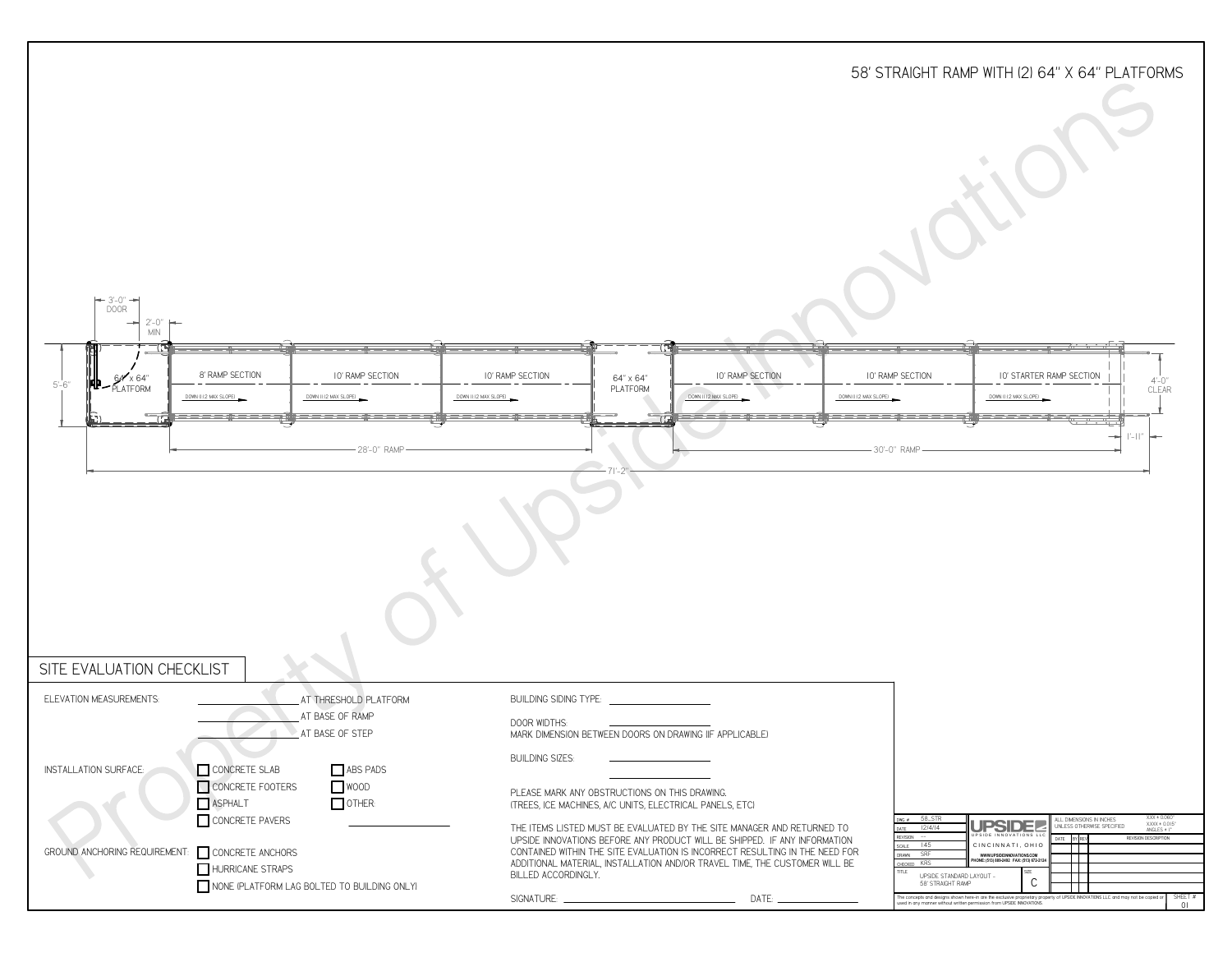# 58' STRAIGHT RAMP WITH (2) 64" X 64" PLATFORMS

3'-0" DOOR

2'-0" MIN

5'-6"

64" x 64" PLATFORM

8' RAMP SECTION

10' RAMP SECTION

10' RAMP SECTION

64" x 64" PLATFORM

10' RAMP SECTION

10' RAMP SECTION

10' STARTER RAMP SECTION

DOWN (1:12 MAX SLOPE)

4'-0" CLEAR

1'-11"

28'-0" RAMP

30'-0" RAMP

71'-2"

## SITE EVALUATION CHECKLIST

ELEVATION MEASUREMENTS: ____________ AT THRESHOLD PLATFORM

____________ AT BASE OF RAMP

____________ AT BASE OF STEP

INSTALLATION SURFACE:

- ☐ CONCRETE SLAB
- ☐ CONCRETE FOOTERS
- ☐ ASPHALT
- ☐ CONCRETE PAVERS
- ☐ ABS PADS
- ☐ WOOD
- ☐ OTHER ____________

GROUND ANCHORING REQUIREMENT:

- ☐ CONCRETE ANCHORS
- ☐ HURRICANE STRAPS
- ☐ NONE (PLATFORM LAG BOLTED TO BUILDING ONLY)

BUILDING SIDING TYPE: ____________

DOOR WIDTHS: ____________

MARK DIMENSION BETWEEN DOORS ON DRAWING (IF APPLICABLE)

BUILDING SIZES: ____________

____________

PLEASE MARK ANY OBSTRUCTIONS ON THIS DRAWING.
(TREES, ICE MACHINES, A/C UNITS, ELECTRICAL PANELS, ETC)

THE ITEMS LISTED MUST BE EVALUATED BY THE SITE MANAGER AND RETURNED TO UPSIDE INNOVATIONS BEFORE ANY PRODUCT WILL BE SHIPPED. IF ANY INFORMATION CONTAINED WITHIN THE SITE EVALUATION IS INCORRECT RESULTING IN THE NEED FOR ADDITIONAL MATERIAL, INSTALLATION AND/OR TRAVEL TIME, THE CUSTOMER WILL BE BILLED ACCORDINGLY.

SIGNATURE: ____________ DATE: ____________

| | |
|---|---|
| DWG # | 58_STR |
| DATE | 12/4/14 |
| REVISION | --- |
| SCALE | 1:45 |
| DRAWN | SRF |
| CHECKED | KRS |
| TITLE | UPSIDE STANDARD LAYOUT - 58' STRAIGHT RAMP |
| SIZE | C |

UPSIDE INNOVATIONS LLC
CINCINNATI, OHIO
WWW.UPSIDEINNOVATIONS.COM
PHONE: (513) 889-2492 FAX: (513) 672-2124

ALL DIMENSIONS IN INCHES UNLESS OTHERWISE SPECIFIED
.XXX ± 0.060"
.XXXX ± 0.015"
ANGLES ± 1°

| DATE | BY | REV | REVISION DESCRIPTION |
|---|---|---|---|

The concepts and designs shown here-in are the exclusive proprietary property of UPSIDE INNOVATIONS LLC and may not be copied or used in any manner without written permission from UPSIDE INNOVATIONS.

SHEET # 01

Property of Upside Innovations